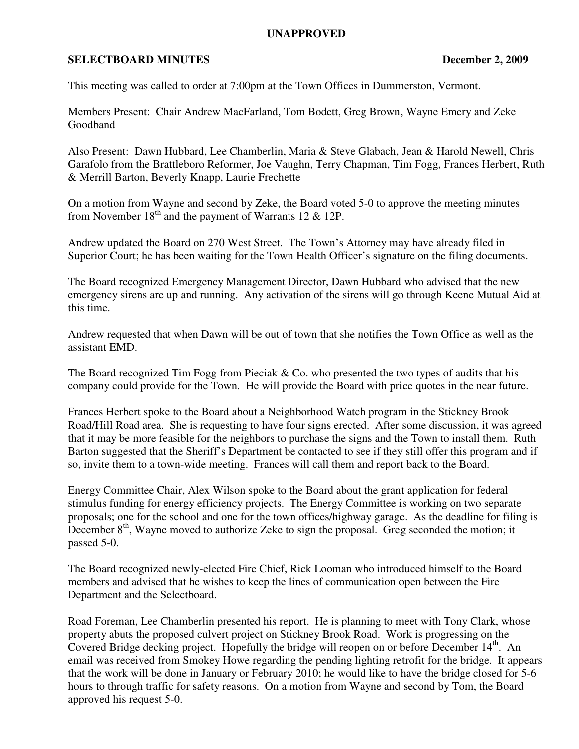**UNAPPROVED**

**SELECTBOARD MINUTES** **December 2, 2009**

This meeting was called to order at 7:00pm at the Town Offices in Dummerston, Vermont.

Members Present: Chair Andrew MacFarland, Tom Bodett, Greg Brown, Wayne Emery and Zeke Goodband

Also Present: Dawn Hubbard, Lee Chamberlin, Maria & Steve Glabach, Jean & Harold Newell, Chris Garafolo from the Brattleboro Reformer, Joe Vaughn, Terry Chapman, Tim Fogg, Frances Herbert, Ruth & Merrill Barton, Beverly Knapp, Laurie Frechette

On a motion from Wayne and second by Zeke, the Board voted 5-0 to approve the meeting minutes from November 18th and the payment of Warrants 12 & 12P.

Andrew updated the Board on 270 West Street. The Town's Attorney may have already filed in Superior Court; he has been waiting for the Town Health Officer's signature on the filing documents.

The Board recognized Emergency Management Director, Dawn Hubbard who advised that the new emergency sirens are up and running. Any activation of the sirens will go through Keene Mutual Aid at this time.

Andrew requested that when Dawn will be out of town that she notifies the Town Office as well as the assistant EMD.

The Board recognized Tim Fogg from Pieciak & Co. who presented the two types of audits that his company could provide for the Town. He will provide the Board with price quotes in the near future.

Frances Herbert spoke to the Board about a Neighborhood Watch program in the Stickney Brook Road/Hill Road area. She is requesting to have four signs erected. After some discussion, it was agreed that it may be more feasible for the neighbors to purchase the signs and the Town to install them. Ruth Barton suggested that the Sheriff's Department be contacted to see if they still offer this program and if so, invite them to a town-wide meeting. Frances will call them and report back to the Board.

Energy Committee Chair, Alex Wilson spoke to the Board about the grant application for federal stimulus funding for energy efficiency projects. The Energy Committee is working on two separate proposals; one for the school and one for the town offices/highway garage. As the deadline for filing is December 8th, Wayne moved to authorize Zeke to sign the proposal. Greg seconded the motion; it passed 5-0.

The Board recognized newly-elected Fire Chief, Rick Looman who introduced himself to the Board members and advised that he wishes to keep the lines of communication open between the Fire Department and the Selectboard.

Road Foreman, Lee Chamberlin presented his report. He is planning to meet with Tony Clark, whose property abuts the proposed culvert project on Stickney Brook Road. Work is progressing on the Covered Bridge decking project. Hopefully the bridge will reopen on or before December 14th. An email was received from Smokey Howe regarding the pending lighting retrofit for the bridge. It appears that the work will be done in January or February 2010; he would like to have the bridge closed for 5-6 hours to through traffic for safety reasons. On a motion from Wayne and second by Tom, the Board approved his request 5-0.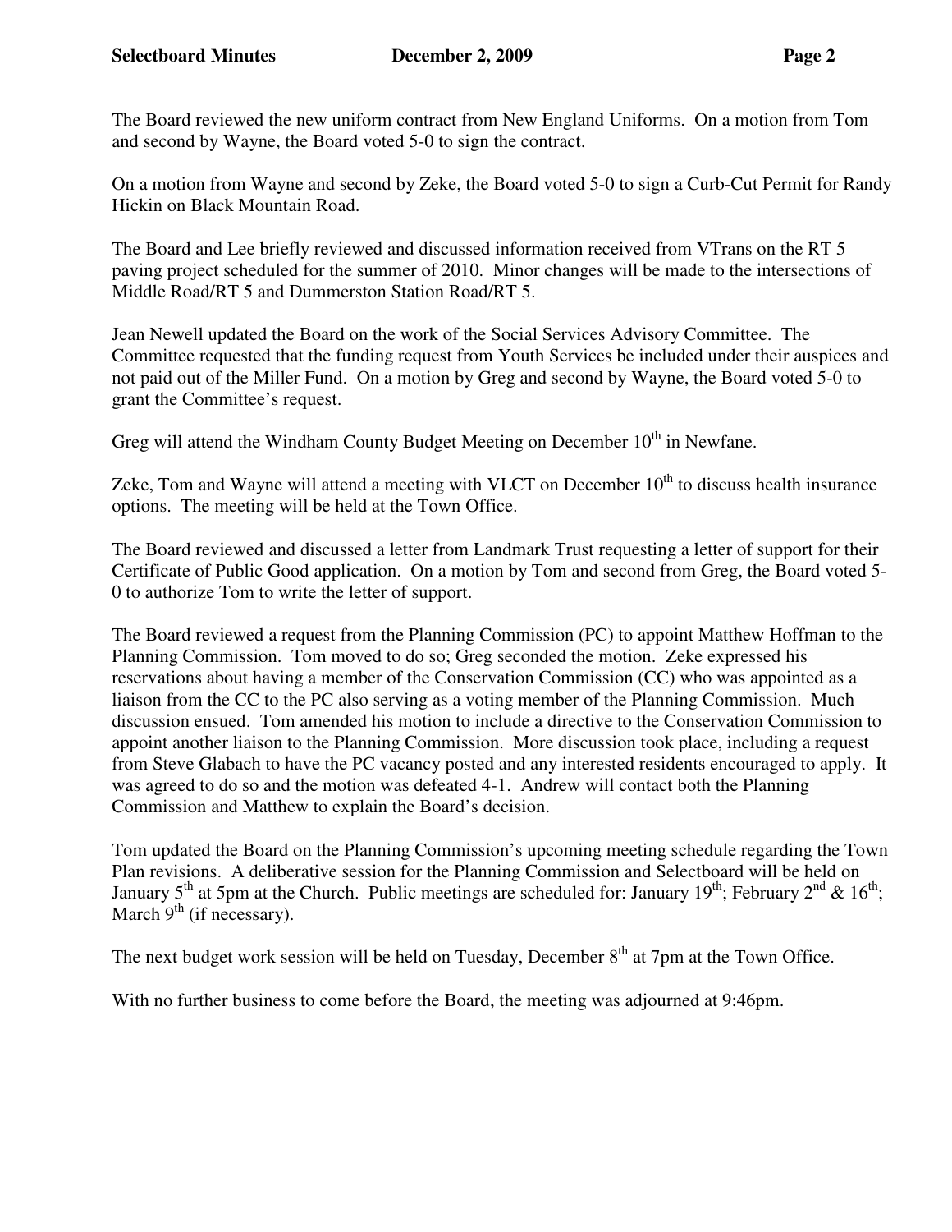The Board reviewed the new uniform contract from New England Uniforms. On a motion from Tom and second by Wayne, the Board voted 5-0 to sign the contract.

On a motion from Wayne and second by Zeke, the Board voted 5-0 to sign a Curb-Cut Permit for Randy Hickin on Black Mountain Road.

The Board and Lee briefly reviewed and discussed information received from VTrans on the RT 5 paving project scheduled for the summer of 2010. Minor changes will be made to the intersections of Middle Road/RT 5 and Dummerston Station Road/RT 5.

Jean Newell updated the Board on the work of the Social Services Advisory Committee. The Committee requested that the funding request from Youth Services be included under their auspices and not paid out of the Miller Fund. On a motion by Greg and second by Wayne, the Board voted 5-0 to grant the Committee's request.

Greg will attend the Windham County Budget Meeting on December 10th in Newfane.

Zeke, Tom and Wayne will attend a meeting with VLCT on December 10th to discuss health insurance options. The meeting will be held at the Town Office.

The Board reviewed and discussed a letter from Landmark Trust requesting a letter of support for their Certificate of Public Good application. On a motion by Tom and second from Greg, the Board voted 5-0 to authorize Tom to write the letter of support.

The Board reviewed a request from the Planning Commission (PC) to appoint Matthew Hoffman to the Planning Commission. Tom moved to do so; Greg seconded the motion. Zeke expressed his reservations about having a member of the Conservation Commission (CC) who was appointed as a liaison from the CC to the PC also serving as a voting member of the Planning Commission. Much discussion ensued. Tom amended his motion to include a directive to the Conservation Commission to appoint another liaison to the Planning Commission. More discussion took place, including a request from Steve Glabach to have the PC vacancy posted and any interested residents encouraged to apply. It was agreed to do so and the motion was defeated 4-1. Andrew will contact both the Planning Commission and Matthew to explain the Board's decision.

Tom updated the Board on the Planning Commission's upcoming meeting schedule regarding the Town Plan revisions. A deliberative session for the Planning Commission and Selectboard will be held on January 5th at 5pm at the Church. Public meetings are scheduled for: January 19th; February 2nd & 16th; March 9th (if necessary).

The next budget work session will be held on Tuesday, December 8th at 7pm at the Town Office.

With no further business to come before the Board, the meeting was adjourned at 9:46pm.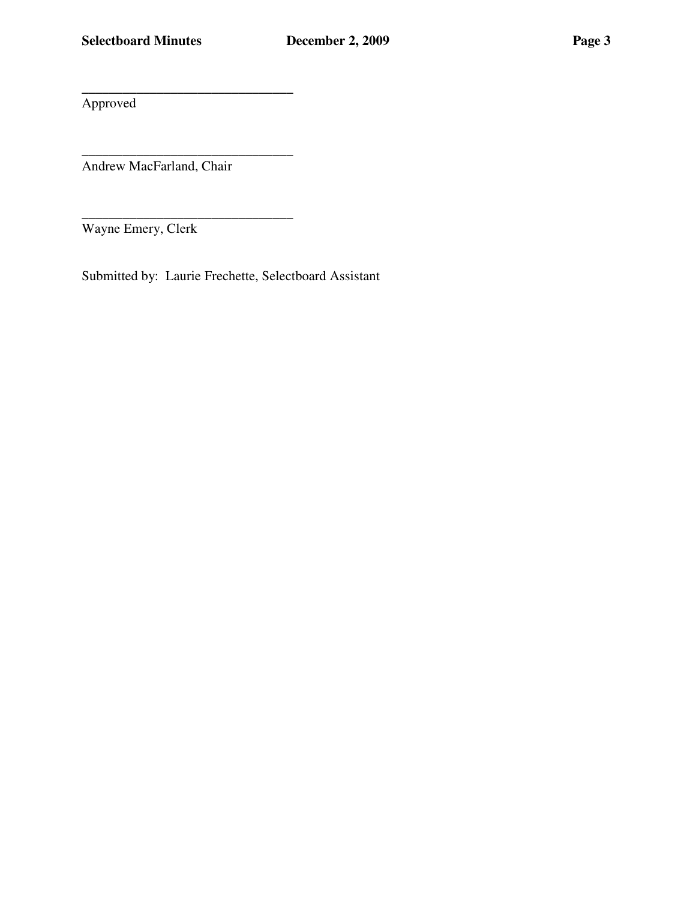_______________________________
Approved

_______________________________
Andrew MacFarland, Chair

_______________________________
Wayne Emery, Clerk

Submitted by: Laurie Frechette, Selectboard Assistant